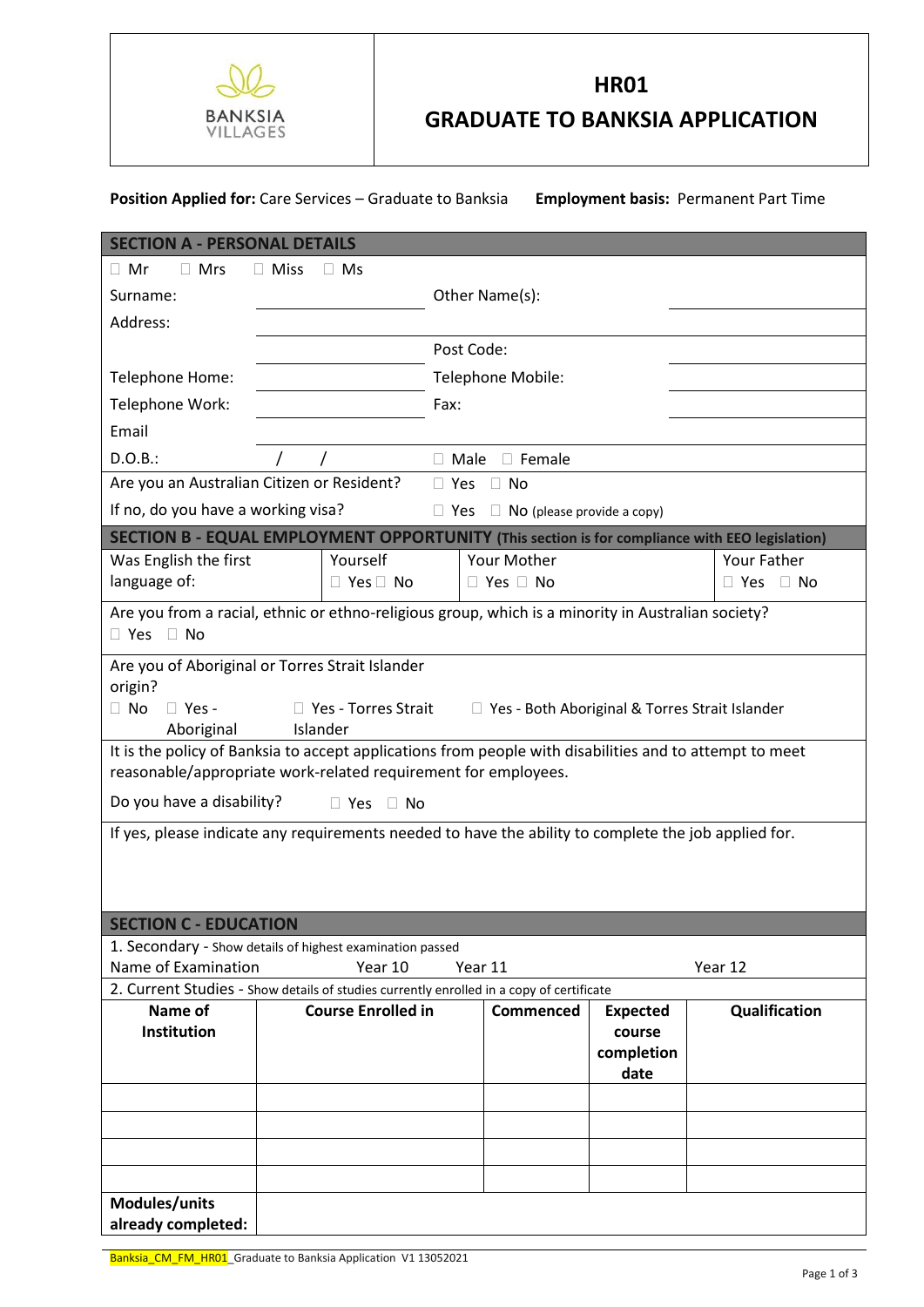BANKSIA VILLAGES

# HR01
# GRADUATE TO BANKSIA APPLICATION

**Position Applied for:** Care Services – Graduate to Banksia **Employment basis:** Permanent Part Time

## SECTION A - PERSONAL DETAILS

☐ Mr ☐ Mrs ☐ Miss ☐ Ms

| | | | |
|---|---|---|---|
| Surname: | | Other Name(s): | |
| Address: | | | |
| | | Post Code: | |
| Telephone Home: | | Telephone Mobile: | |
| Telephone Work: | | Fax: | |
| Email | | | |
| D.O.B.: | / / | ☐ Male ☐ Female | |

Are you an Australian Citizen or Resident? ☐ Yes ☐ No

If no, do you have a working visa? ☐ Yes ☐ No (please provide a copy)

## SECTION B - EQUAL EMPLOYMENT OPPORTUNITY (This section is for compliance with EEO legislation)

| Was English the first language of: | Yourself | Your Mother | Your Father |
|---|---|---|---|
| | ☐ Yes ☐ No | ☐ Yes ☐ No | ☐ Yes ☐ No |

Are you from a racial, ethnic or ethno-religious group, which is a minority in Australian society?
☐ Yes ☐ No

Are you of Aboriginal or Torres Strait Islander origin?
☐ No ☐ Yes - Aboriginal ☐ Yes - Torres Strait Islander ☐ Yes - Both Aboriginal & Torres Strait Islander

It is the policy of Banksia to accept applications from people with disabilities and to attempt to meet reasonable/appropriate work-related requirement for employees.

Do you have a disability? ☐ Yes ☐ No

If yes, please indicate any requirements needed to have the ability to complete the job applied for.

## SECTION C - EDUCATION

1. Secondary - Show details of highest examination passed

Name of Examination Year 10 Year 11 Year 12

2. Current Studies - Show details of studies currently enrolled in a copy of certificate

| Name of Institution | Course Enrolled in | Commenced | Expected course completion date | Qualification |
|---|---|---|---|---|
| | | | | |
| | | | | |
| | | | | |
| | | | | |
| **Modules/units already completed:** | | | | |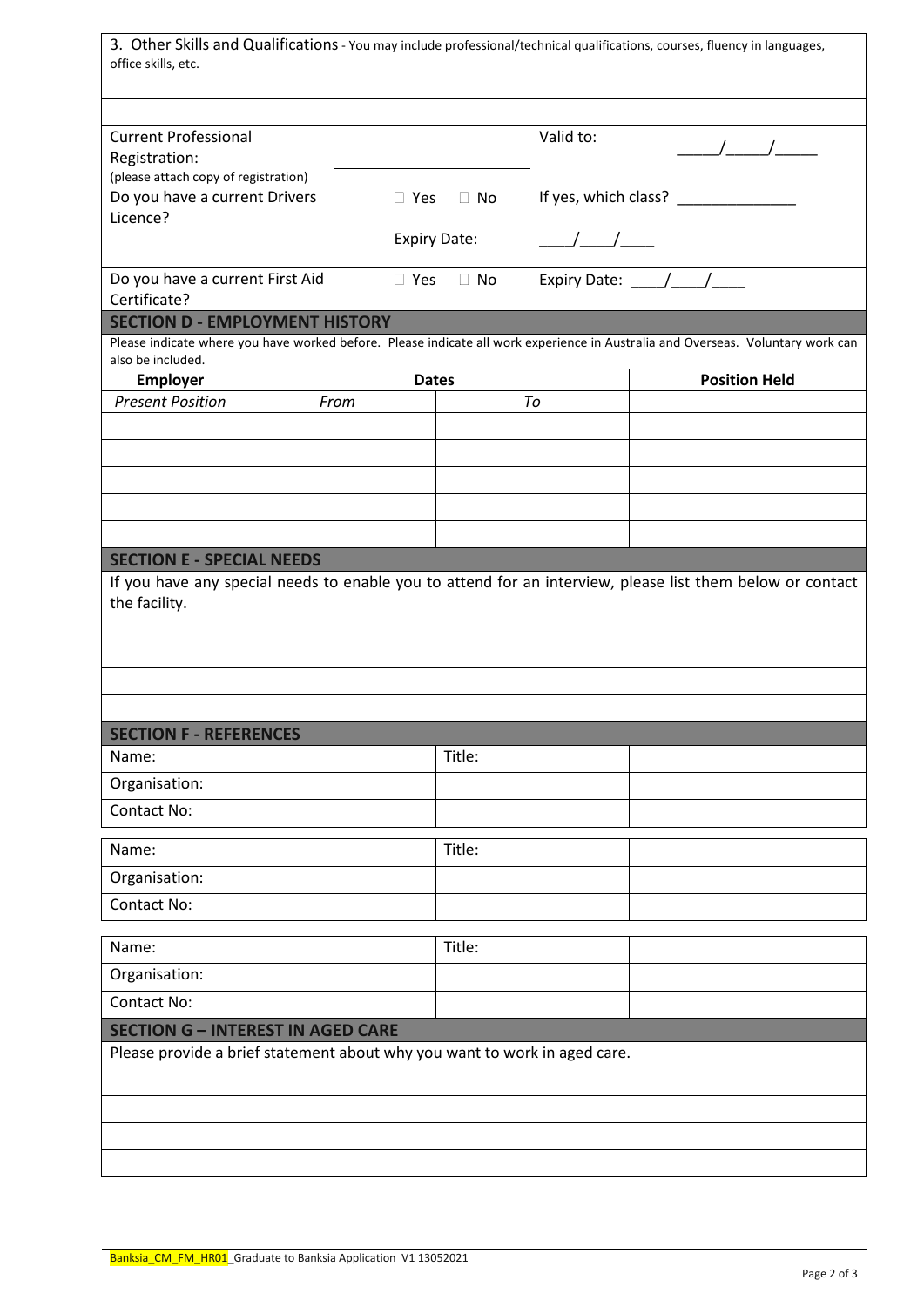3. Other Skills and Qualifications - You may include professional/technical qualifications, courses, fluency in languages, office skills, etc.

| | | | |
|---|---|---|---|
| Current Professional Registration: (please attach copy of registration) | ______________________ | Valid to: | _____/_____/_____ |
| Do you have a current Drivers Licence? | ☐ Yes ☐ No | If yes, which class? ______________ | |
| | Expiry Date: | ____/____/____ | |
| Do you have a current First Aid Certificate? | ☐ Yes ☐ No | Expiry Date: ____/____/____ | |

## SECTION D - EMPLOYMENT HISTORY

Please indicate where you have worked before. Please indicate all work experience in Australia and Overseas. Voluntary work can also be included.

| Employer | Dates | | Position Held |
|---|---|---|---|
| *Present Position* | *From* | *To* | |
| | | | |
| | | | |
| | | | |
| | | | |
| | | | |

## SECTION E - SPECIAL NEEDS

If you have any special needs to enable you to attend for an interview, please list them below or contact the facility.

## SECTION F - REFERENCES

| | | | |
|---|---|---|---|
| Name: | | Title: | |
| Organisation: | | | |
| Contact No: | | | |

| | | | |
|---|---|---|---|
| Name: | | Title: | |
| Organisation: | | | |
| Contact No: | | | |

| | | | |
|---|---|---|---|
| Name: | | Title: | |
| Organisation: | | | |
| Contact No: | | | |

## SECTION G – INTEREST IN AGED CARE

Please provide a brief statement about why you want to work in aged care.

Banksia_CM_FM_HR01_Graduate to Banksia Application V1 13052021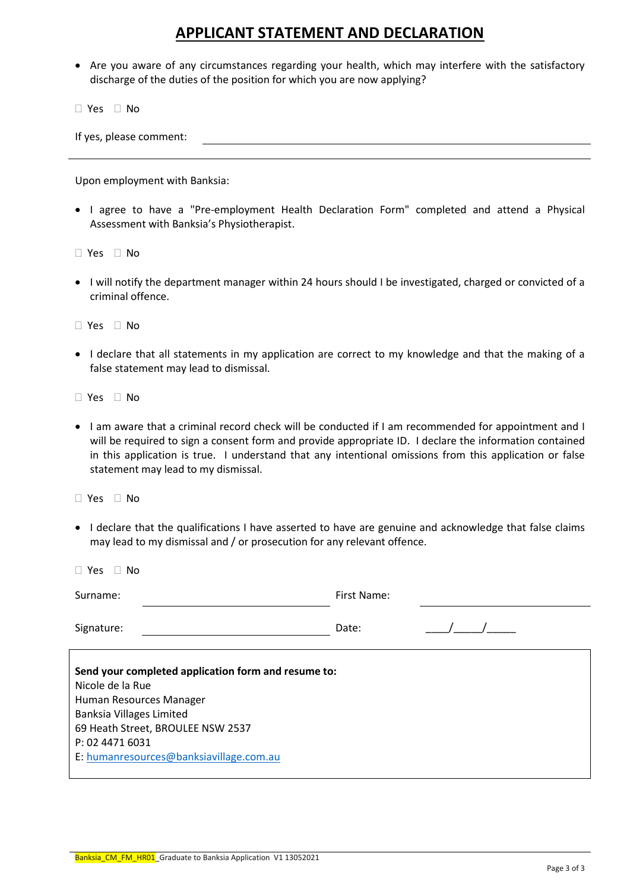# APPLICANT STATEMENT AND DECLARATION

- Are you aware of any circumstances regarding your health, which may interfere with the satisfactory discharge of the duties of the position for which you are now applying?

☐ Yes ☐ No

If yes, please comment: ____________________________________________

---

Upon employment with Banksia:

- I agree to have a "Pre-employment Health Declaration Form" completed and attend a Physical Assessment with Banksia's Physiotherapist.

☐ Yes ☐ No

- I will notify the department manager within 24 hours should I be investigated, charged or convicted of a criminal offence.

☐ Yes ☐ No

- I declare that all statements in my application are correct to my knowledge and that the making of a false statement may lead to dismissal.

☐ Yes ☐ No

- I am aware that a criminal record check will be conducted if I am recommended for appointment and I will be required to sign a consent form and provide appropriate ID. I declare the information contained in this application is true. I understand that any intentional omissions from this application or false statement may lead to my dismissal.

☐ Yes ☐ No

- I declare that the qualifications I have asserted to have are genuine and acknowledge that false claims may lead to my dismissal and / or prosecution for any relevant offence.

☐ Yes ☐ No

Surname: ______________________ First Name: ______________________

Signature: ______________________ Date: ____/_____/_____

**Send your completed application form and resume to:**
Nicole de la Rue
Human Resources Manager
Banksia Villages Limited
69 Heath Street, BROULEE NSW 2537
P: 02 4471 6031
E: humanresources@banksiavillage.com.au

Banksia_CM_FM_HR01_Graduate to Banksia Application V1 13052021